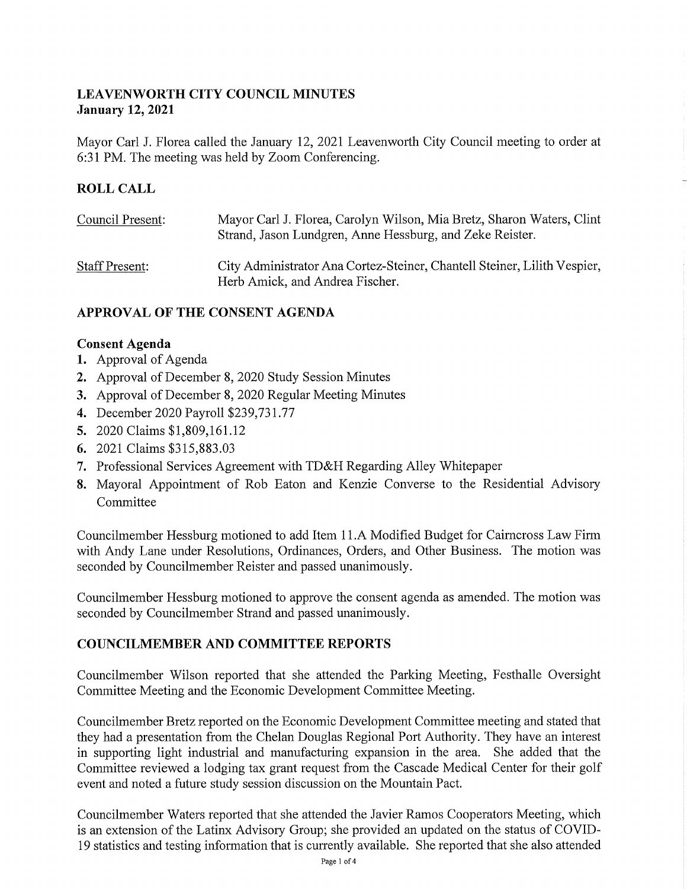# LEAVENWORTH CITY COUNCIL MINUTES
**January 12, 2021**

Mayor Carl J. Florea called the January 12, 2021 Leavenworth City Council meeting to order at 6:31 PM. The meeting was held by Zoom Conferencing.

## ROLL CALL

| | |
|---|---|
| Council Present: | Mayor Carl J. Florea, Carolyn Wilson, Mia Bretz, Sharon Waters, Clint Strand, Jason Lundgren, Anne Hessburg, and Zeke Reister. |
| Staff Present: | City Administrator Ana Cortez-Steiner, Chantell Steiner, Lilith Vespier, Herb Amick, and Andrea Fischer. |

## APPROVAL OF THE CONSENT AGENDA

### Consent Agenda

1. Approval of Agenda
2. Approval of December 8, 2020 Study Session Minutes
3. Approval of December 8, 2020 Regular Meeting Minutes
4. December 2020 Payroll $239,731.77
5. 2020 Claims $1,809,161.12
6. 2021 Claims $315,883.03
7. Professional Services Agreement with TD&H Regarding Alley Whitepaper
8. Mayoral Appointment of Rob Eaton and Kenzie Converse to the Residential Advisory Committee

Councilmember Hessburg motioned to add Item 11.A Modified Budget for Cairncross Law Firm with Andy Lane under Resolutions, Ordinances, Orders, and Other Business. The motion was seconded by Councilmember Reister and passed unanimously.

Councilmember Hessburg motioned to approve the consent agenda as amended. The motion was seconded by Councilmember Strand and passed unanimously.

## COUNCILMEMBER AND COMMITTEE REPORTS

Councilmember Wilson reported that she attended the Parking Meeting, Festhalle Oversight Committee Meeting and the Economic Development Committee Meeting.

Councilmember Bretz reported on the Economic Development Committee meeting and stated that they had a presentation from the Chelan Douglas Regional Port Authority. They have an interest in supporting light industrial and manufacturing expansion in the area. She added that the Committee reviewed a lodging tax grant request from the Cascade Medical Center for their golf event and noted a future study session discussion on the Mountain Pact.

Councilmember Waters reported that she attended the Javier Ramos Cooperators Meeting, which is an extension of the Latinx Advisory Group; she provided an updated on the status of COVID-19 statistics and testing information that is currently available. She reported that she also attended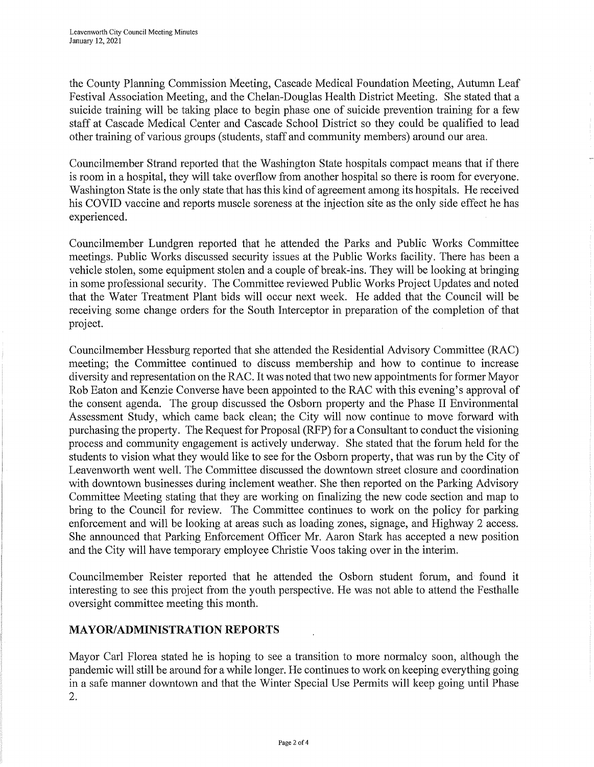the County Planning Commission Meeting, Cascade Medical Foundation Meeting, Autumn Leaf Festival Association Meeting, and the Chelan-Douglas Health District Meeting. She stated that a suicide training will be taking place to begin phase one of suicide prevention training for a few staff at Cascade Medical Center and Cascade School District so they could be qualified to lead other training of various groups (students, staff and community members) around our area.

Councilmember Strand reported that the Washington State hospitals compact means that if there is room in a hospital, they will take overflow from another hospital so there is room for everyone. Washington State is the only state that has this kind of agreement among its hospitals. He received his COVID vaccine and reports muscle soreness at the injection site as the only side effect he has experienced.

Councilmember Lundgren reported that he attended the Parks and Public Works Committee meetings. Public Works discussed security issues at the Public Works facility. There has been a vehicle stolen, some equipment stolen and a couple of break-ins. They will be looking at bringing in some professional security. The Committee reviewed Public Works Project Updates and noted that the Water Treatment Plant bids will occur next week. He added that the Council will be receiving some change orders for the South Interceptor in preparation of the completion of that project.

Councilmember Hessburg reported that she attended the Residential Advisory Committee (RAC) meeting; the Committee continued to discuss membership and how to continue to increase diversity and representation on the RAC. It was noted that two new appointments for former Mayor Rob Eaton and Kenzie Converse have been appointed to the RAC with this evening's approval of the consent agenda. The group discussed the Osborn property and the Phase II Environmental Assessment Study, which came back clean; the City will now continue to move forward with purchasing the property. The Request for Proposal (RFP) for a Consultant to conduct the visioning process and community engagement is actively underway. She stated that the forum held for the students to vision what they would like to see for the Osborn property, that was run by the City of Leavenworth went well. The Committee discussed the downtown street closure and coordination with downtown businesses during inclement weather. She then reported on the Parking Advisory Committee Meeting stating that they are working on finalizing the new code section and map to bring to the Council for review. The Committee continues to work on the policy for parking enforcement and will be looking at areas such as loading zones, signage, and Highway 2 access. She announced that Parking Enforcement Officer Mr. Aaron Stark has accepted a new position and the City will have temporary employee Christie Voos taking over in the interim.

Councilmember Reister reported that he attended the Osborn student forum, and found it interesting to see this project from the youth perspective. He was not able to attend the Festhalle oversight committee meeting this month.

## MAYOR/ADMINISTRATION REPORTS

Mayor Carl Florea stated he is hoping to see a transition to more normalcy soon, although the pandemic will still be around for a while longer. He continues to work on keeping everything going in a safe manner downtown and that the Winter Special Use Permits will keep going until Phase 2.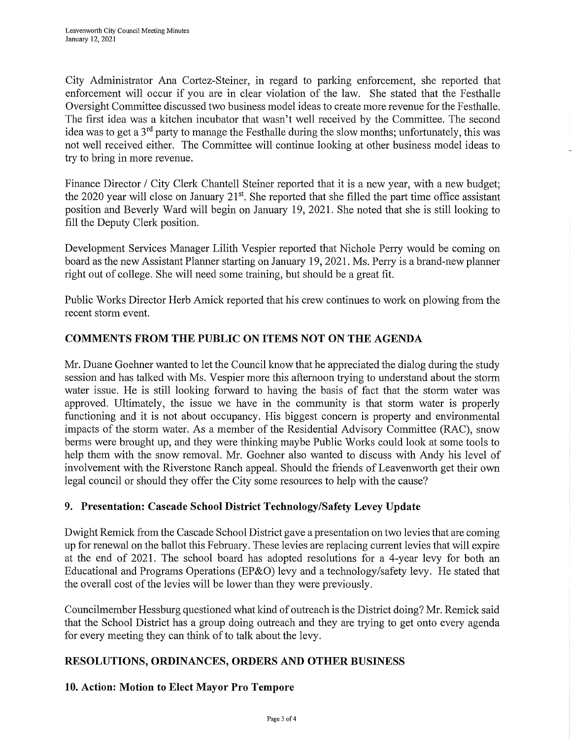City Administrator Ana Cortez-Steiner, in regard to parking enforcement, she reported that enforcement will occur if you are in clear violation of the law. She stated that the Festhalle Oversight Committee discussed two business model ideas to create more revenue for the Festhalle. The first idea was a kitchen incubator that wasn't well received by the Committee. The second idea was to get a 3rd party to manage the Festhalle during the slow months; unfortunately, this was not well received either. The Committee will continue looking at other business model ideas to try to bring in more revenue.

Finance Director / City Clerk Chantell Steiner reported that it is a new year, with a new budget; the 2020 year will close on January 21st. She reported that she filled the part time office assistant position and Beverly Ward will begin on January 19, 2021. She noted that she is still looking to fill the Deputy Clerk position.

Development Services Manager Lilith Vespier reported that Nichole Perry would be coming on board as the new Assistant Planner starting on January 19, 2021. Ms. Perry is a brand-new planner right out of college. She will need some training, but should be a great fit.

Public Works Director Herb Amick reported that his crew continues to work on plowing from the recent storm event.

## COMMENTS FROM THE PUBLIC ON ITEMS NOT ON THE AGENDA

Mr. Duane Goehner wanted to let the Council know that he appreciated the dialog during the study session and has talked with Ms. Vespier more this afternoon trying to understand about the storm water issue. He is still looking forward to having the basis of fact that the storm water was approved. Ultimately, the issue we have in the community is that storm water is properly functioning and it is not about occupancy. His biggest concern is property and environmental impacts of the storm water. As a member of the Residential Advisory Committee (RAC), snow berms were brought up, and they were thinking maybe Public Works could look at some tools to help them with the snow removal. Mr. Goehner also wanted to discuss with Andy his level of involvement with the Riverstone Ranch appeal. Should the friends of Leavenworth get their own legal council or should they offer the City some resources to help with the cause?

## 9. Presentation: Cascade School District Technology/Safety Levey Update

Dwight Remick from the Cascade School District gave a presentation on two levies that are coming up for renewal on the ballot this February. These levies are replacing current levies that will expire at the end of 2021. The school board has adopted resolutions for a 4-year levy for both an Educational and Programs Operations (EP&O) levy and a technology/safety levy. He stated that the overall cost of the levies will be lower than they were previously.

Councilmember Hessburg questioned what kind of outreach is the District doing? Mr. Remick said that the School District has a group doing outreach and they are trying to get onto every agenda for every meeting they can think of to talk about the levy.

## RESOLUTIONS, ORDINANCES, ORDERS AND OTHER BUSINESS

## 10. Action: Motion to Elect Mayor Pro Tempore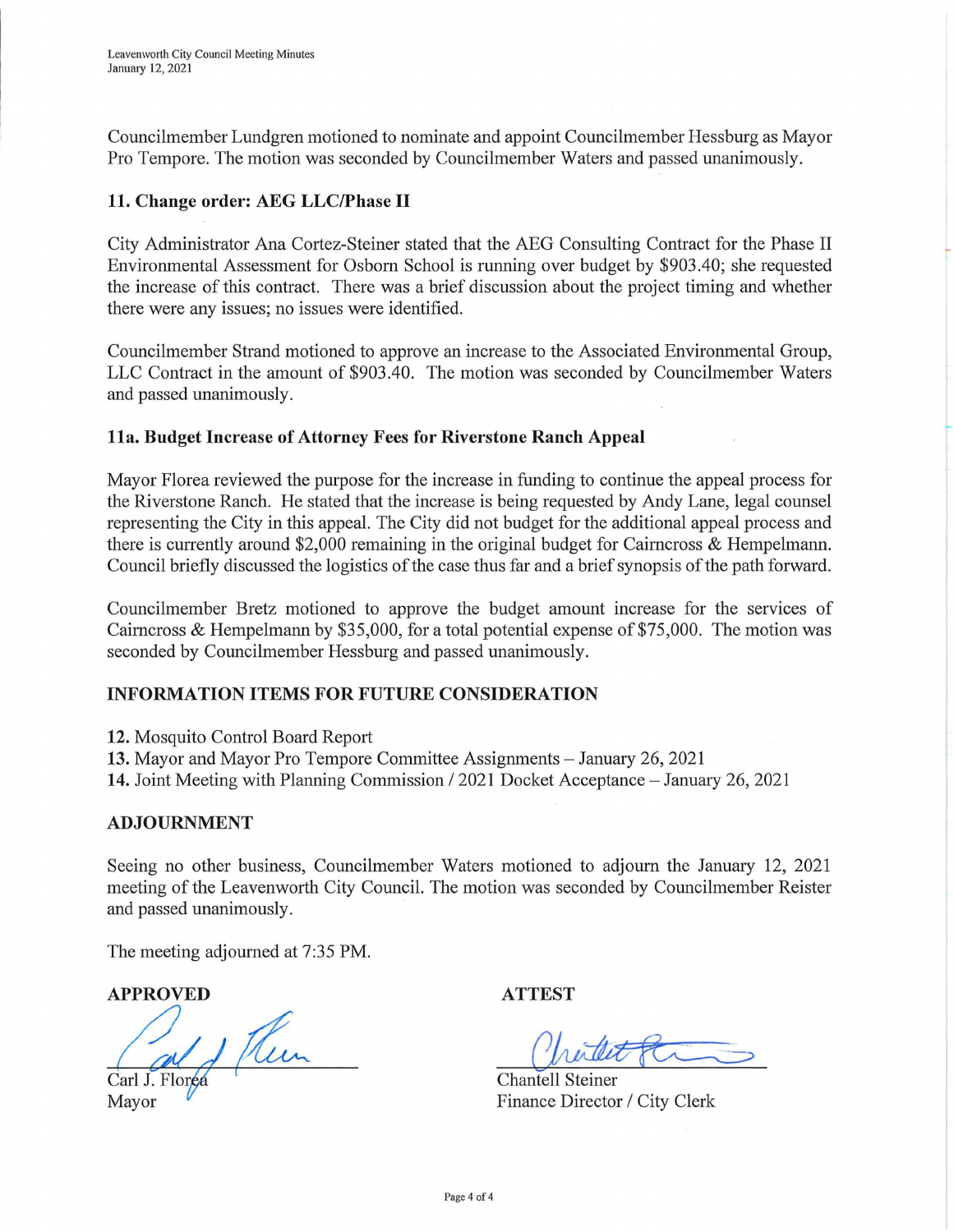Councilmember Lundgren motioned to nominate and appoint Councilmember Hessburg as Mayor Pro Tempore. The motion was seconded by Councilmember Waters and passed unanimously.

### 11. Change order: AEG LLC/Phase II

City Administrator Ana Cortez-Steiner stated that the AEG Consulting Contract for the Phase II Environmental Assessment for Osborn School is running over budget by $903.40; she requested the increase of this contract. There was a brief discussion about the project timing and whether there were any issues; no issues were identified.

Councilmember Strand motioned to approve an increase to the Associated Environmental Group, LLC Contract in the amount of $903.40. The motion was seconded by Councilmember Waters and passed unanimously.

### 11a. Budget Increase of Attorney Fees for Riverstone Ranch Appeal

Mayor Florea reviewed the purpose for the increase in funding to continue the appeal process for the Riverstone Ranch. He stated that the increase is being requested by Andy Lane, legal counsel representing the City in this appeal. The City did not budget for the additional appeal process and there is currently around $2,000 remaining in the original budget for Cairncross & Hempelmann. Council briefly discussed the logistics of the case thus far and a brief synopsis of the path forward.

Councilmember Bretz motioned to approve the budget amount increase for the services of Cairncross & Hempelmann by $35,000, for a total potential expense of $75,000. The motion was seconded by Councilmember Hessburg and passed unanimously.

## INFORMATION ITEMS FOR FUTURE CONSIDERATION

**12.** Mosquito Control Board Report
**13.** Mayor and Mayor Pro Tempore Committee Assignments – January 26, 2021
**14.** Joint Meeting with Planning Commission / 2021 Docket Acceptance – January 26, 2021

## ADJOURNMENT

Seeing no other business, Councilmember Waters motioned to adjourn the January 12, 2021 meeting of the Leavenworth City Council. The motion was seconded by Councilmember Reister and passed unanimously.

The meeting adjourned at 7:35 PM.

**APPROVED**

Carl J. Florea
Mayor

**ATTEST**

Chantell Steiner
Finance Director / City Clerk